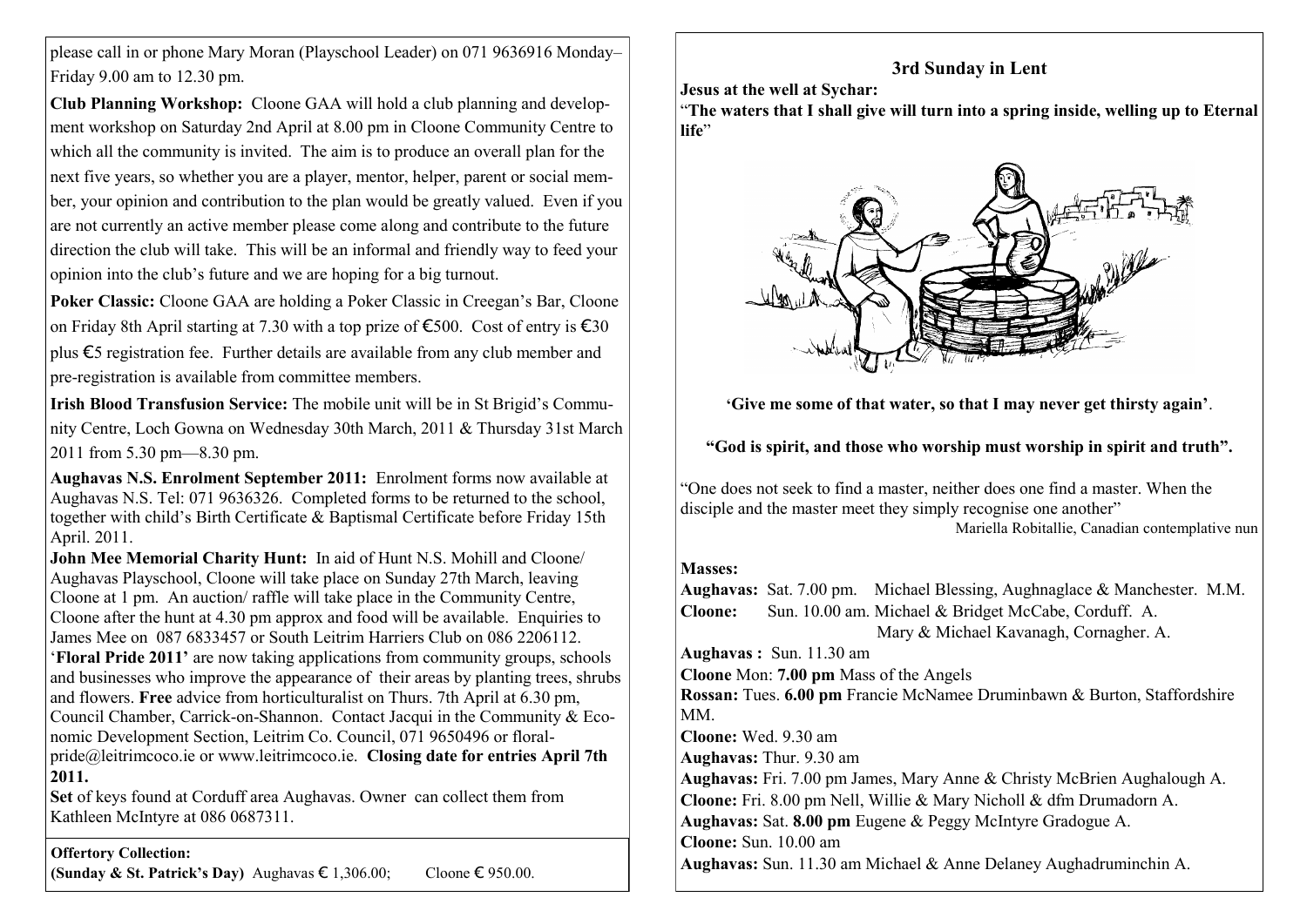please call in or phone Mary Moran (Playschool Leader) on 071 9636916 Monday–Friday 9.00 am to 12.30 pm.

**Club Planning Workshop:** Cloone GAA will hold a club planning and development workshop on Saturday 2nd April at 8.00 pm in Cloone Community Centre to which all the community is invited. The aim is to produce an overall plan for the next five years, so whether you are a player, mentor, helper, parent or social member, your opinion and contribution to the plan would be greatly valued. Even if you are not currently an active member please come along and contribute to the future direction the club will take. This will be an informal and friendly way to feed your opinion into the club's future and we are hoping for a big turnout.

**Poker Classic:** Cloone GAA are holding a Poker Classic in Creegan's Bar, Cloone on Friday 8th April starting at 7.30 with a top prize of €500. Cost of entry is €30 plus €5 registration fee. Further details are available from any club member and pre-registration is available from committee members.

**Irish Blood Transfusion Service:** The mobile unit will be in St Brigid's Community Centre, Loch Gowna on Wednesday 30th March, 2011 & Thursday 31st March 2011 from 5.30 pm—8.30 pm.

**Aughavas N.S. Enrolment September 2011:** Enrolment forms now available at Aughavas N.S. Tel: 071 9636326. Completed forms to be returned to the school, together with child's Birth Certificate & Baptismal Certificate before Friday 15th April. 2011.

**John Mee Memorial Charity Hunt:** In aid of Hunt N.S. Mohill and Cloone/ Aughavas Playschool, Cloone will take place on Sunday 27th March, leaving Cloone at 1 pm. An auction/ raffle will take place in the Community Centre, Cloone after the hunt at 4.30 pm approx and food will be available. Enquiries to James Mee on 087 6833457 or South Leitrim Harriers Club on 086 2206112.

'**Floral Pride 2011'** are now taking applications from community groups, schools and businesses who improve the appearance of their areas by planting trees, shrubs and flowers. **Free** advice from horticulturalist on Thurs. 7th April at 6.30 pm, Council Chamber, Carrick-on-Shannon. Contact Jacqui in the Community & Economic Development Section, Leitrim Co. Council, 071 9650496 or floralpride@leitrimcoco.ie or www.leitrimcoco.ie. **Closing date for entries April 7th 2011.**

**Set** of keys found at Corduff area Aughavas. Owner can collect them from Kathleen McIntyre at 086 0687311.

**Offertory Collection:**
**(Sunday & St. Patrick's Day)** Aughavas € 1,306.00; Cloone € 950.00.

## 3rd Sunday in Lent

**Jesus at the well at Sychar:**
"**The waters that I shall give will turn into a spring inside, welling up to Eternal life**"

**'Give me some of that water, so that I may never get thirsty again'**.

**"God is spirit, and those who worship must worship in spirit and truth".**

"One does not seek to find a master, neither does one find a master. When the disciple and the master meet they simply recognise one another"
Mariella Robitallie, Canadian contemplative nun

**Masses:**

**Aughavas:** Sat. 7.00 pm. Michael Blessing, Aughnaglace & Manchester. M.M.
**Cloone:** Sun. 10.00 am. Michael & Bridget McCabe, Corduff. A.
Mary & Michael Kavanagh, Cornagher. A.
**Aughavas :** Sun. 11.30 am
**Cloone** Mon: **7.00 pm** Mass of the Angels
**Rossan:** Tues. **6.00 pm** Francie McNamee Druminbawn & Burton, Staffordshire MM.
**Cloone:** Wed. 9.30 am
**Aughavas:** Thur. 9.30 am
**Aughavas:** Fri. 7.00 pm James, Mary Anne & Christy McBrien Aughalough A.
**Cloone:** Fri. 8.00 pm Nell, Willie & Mary Nicholl & dfm Drumadorn A.
**Aughavas:** Sat. **8.00 pm** Eugene & Peggy McIntyre Gradogue A.
**Cloone:** Sun. 10.00 am
**Aughavas:** Sun. 11.30 am Michael & Anne Delaney Aughadruminchin A.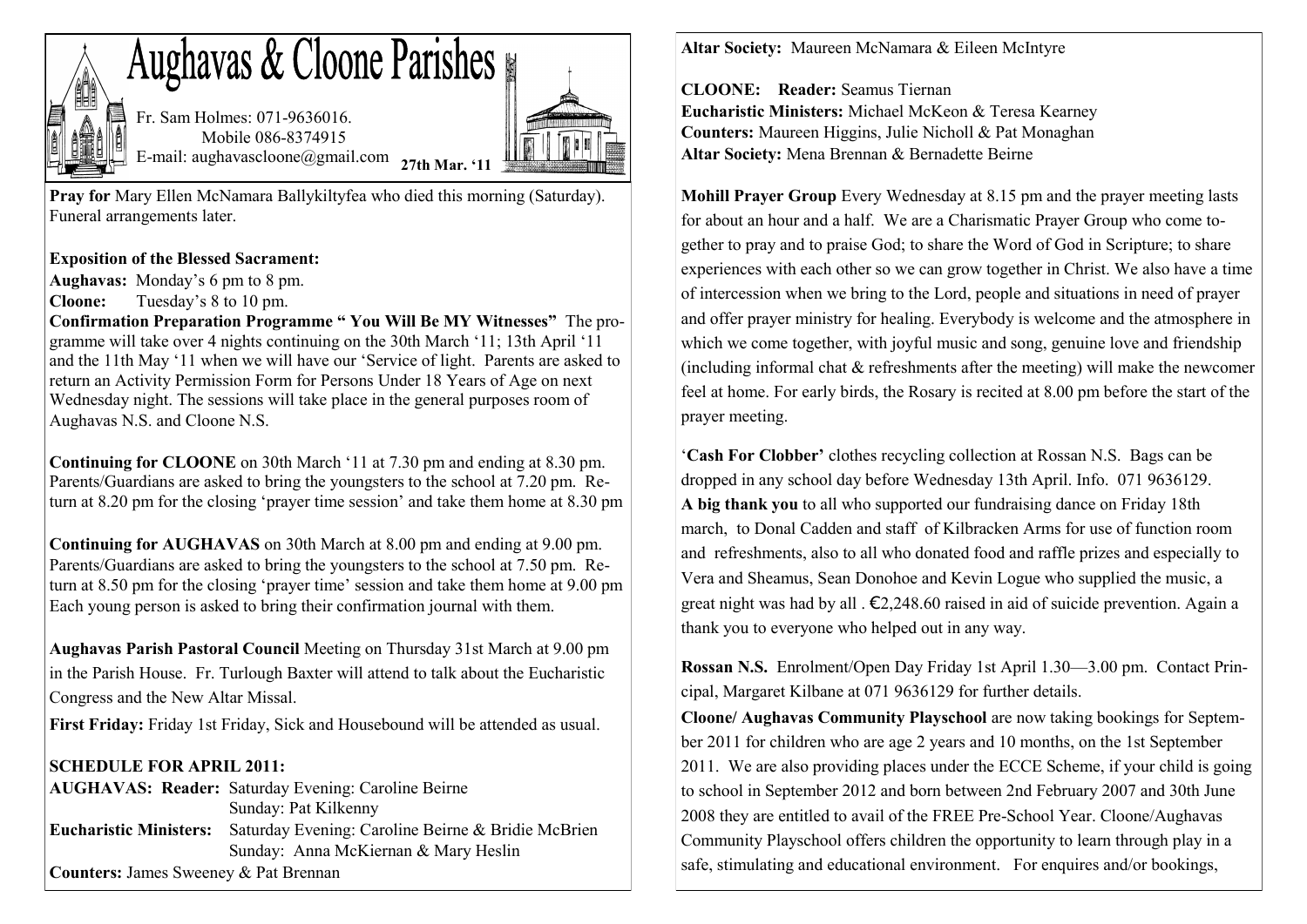# Aughavas & Cloone Parishes

Fr. Sam Holmes: 071-9636016.
Mobile 086-8374915
E-mail: aughavascloone@gmail.com **27th Mar. '11**

**Pray for** Mary Ellen McNamara Ballykiltyfea who died this morning (Saturday). Funeral arrangements later.

**Exposition of the Blessed Sacrament:**
**Aughavas:** Monday's 6 pm to 8 pm.
**Cloone:** Tuesday's 8 to 10 pm.

**Confirmation Preparation Programme " You Will Be MY Witnesses"** The programme will take over 4 nights continuing on the 30th March '11; 13th April '11 and the 11th May '11 when we will have our 'Service of light. Parents are asked to return an Activity Permission Form for Persons Under 18 Years of Age on next Wednesday night. The sessions will take place in the general purposes room of Aughavas N.S. and Cloone N.S.

**Continuing for CLOONE** on 30th March '11 at 7.30 pm and ending at 8.30 pm. Parents/Guardians are asked to bring the youngsters to the school at 7.20 pm. Return at 8.20 pm for the closing 'prayer time session' and take them home at 8.30 pm

**Continuing for AUGHAVAS** on 30th March at 8.00 pm and ending at 9.00 pm. Parents/Guardians are asked to bring the youngsters to the school at 7.50 pm. Return at 8.50 pm for the closing 'prayer time' session and take them home at 9.00 pm Each young person is asked to bring their confirmation journal with them.

**Aughavas Parish Pastoral Council** Meeting on Thursday 31st March at 9.00 pm in the Parish House. Fr. Turlough Baxter will attend to talk about the Eucharistic Congress and the New Altar Missal.

**First Friday:** Friday 1st Friday, Sick and Housebound will be attended as usual.

**SCHEDULE FOR APRIL 2011:**

**AUGHAVAS: Reader:** Saturday Evening: Caroline Beirne
Sunday: Pat Kilkenny
**Eucharistic Ministers:** Saturday Evening: Caroline Beirne & Bridie McBrien
Sunday: Anna McKiernan & Mary Heslin
**Counters:** James Sweeney & Pat Brennan
**Altar Society:** Maureen McNamara & Eileen McIntyre

**CLOONE: Reader:** Seamus Tiernan
**Eucharistic Ministers:** Michael McKeon & Teresa Kearney
**Counters:** Maureen Higgins, Julie Nicholl & Pat Monaghan
**Altar Society:** Mena Brennan & Bernadette Beirne

**Mohill Prayer Group** Every Wednesday at 8.15 pm and the prayer meeting lasts for about an hour and a half. We are a Charismatic Prayer Group who come together to pray and to praise God; to share the Word of God in Scripture; to share experiences with each other so we can grow together in Christ. We also have a time of intercession when we bring to the Lord, people and situations in need of prayer and offer prayer ministry for healing. Everybody is welcome and the atmosphere in which we come together, with joyful music and song, genuine love and friendship (including informal chat & refreshments after the meeting) will make the newcomer feel at home. For early birds, the Rosary is recited at 8.00 pm before the start of the prayer meeting.

'**Cash For Clobber'** clothes recycling collection at Rossan N.S. Bags can be dropped in any school day before Wednesday 13th April. Info. 071 9636129.

**A big thank you** to all who supported our fundraising dance on Friday 18th march, to Donal Cadden and staff of Kilbracken Arms for use of function room and refreshments, also to all who donated food and raffle prizes and especially to Vera and Sheamus, Sean Donohoe and Kevin Logue who supplied the music, a great night was had by all . €2,248.60 raised in aid of suicide prevention. Again a thank you to everyone who helped out in any way.

**Rossan N.S.** Enrolment/Open Day Friday 1st April 1.30—3.00 pm. Contact Principal, Margaret Kilbane at 071 9636129 for further details.

**Cloone/ Aughavas Community Playschool** are now taking bookings for September 2011 for children who are age 2 years and 10 months, on the 1st September 2011. We are also providing places under the ECCE Scheme, if your child is going to school in September 2012 and born between 2nd February 2007 and 30th June 2008 they are entitled to avail of the FREE Pre-School Year. Cloone/Aughavas Community Playschool offers children the opportunity to learn through play in a safe, stimulating and educational environment. For enquires and/or bookings,